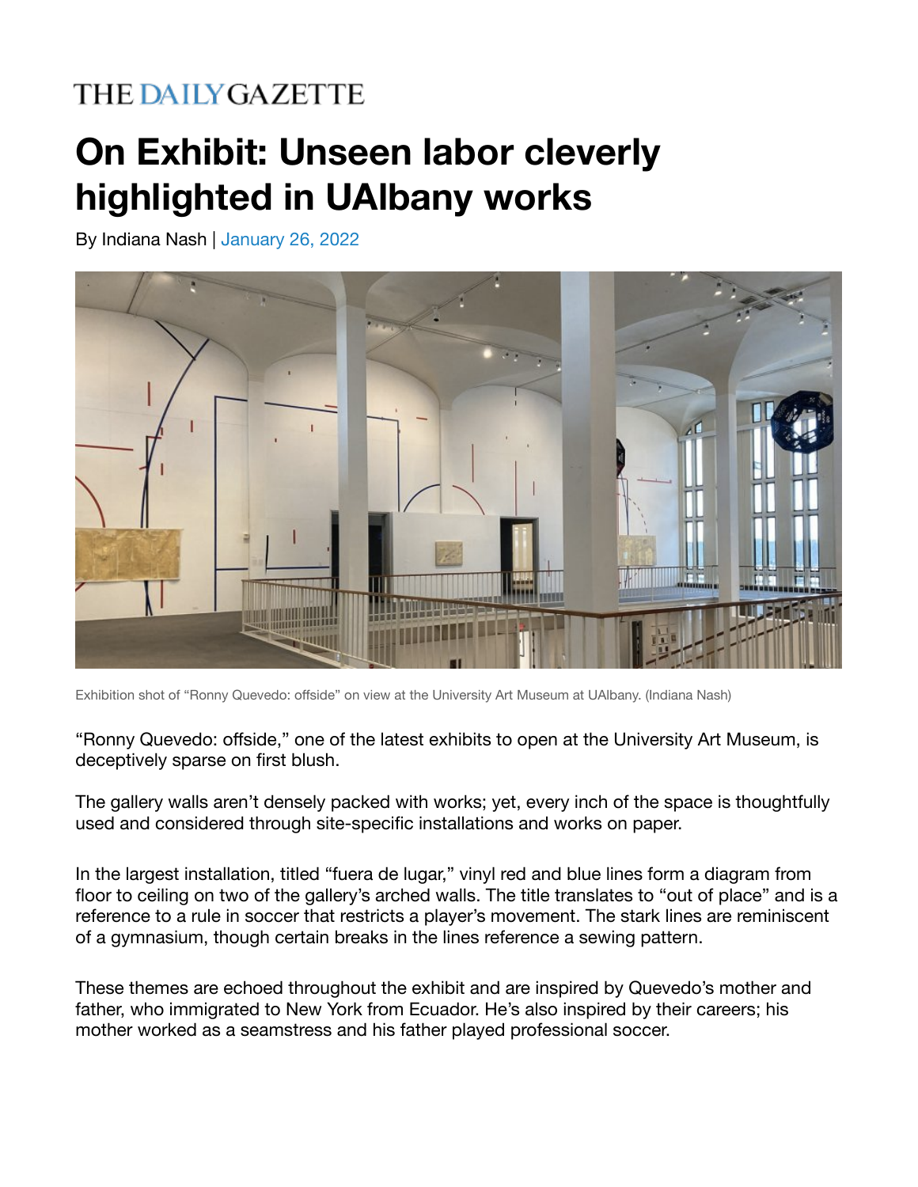THE DAILY GAZETTE

# On Exhibit: Unseen labor cleverly highlighted in UAlbany works

By Indiana Nash | January 26, 2022

Exhibition shot of "Ronny Quevedo: offside" on view at the University Art Museum at UAlbany. (Indiana Nash)

"Ronny Quevedo: offside," one of the latest exhibits to open at the University Art Museum, is deceptively sparse on first blush.

The gallery walls aren't densely packed with works; yet, every inch of the space is thoughtfully used and considered through site-specific installations and works on paper.

In the largest installation, titled "fuera de lugar," vinyl red and blue lines form a diagram from floor to ceiling on two of the gallery's arched walls. The title translates to "out of place" and is a reference to a rule in soccer that restricts a player's movement. The stark lines are reminiscent of a gymnasium, though certain breaks in the lines reference a sewing pattern.

These themes are echoed throughout the exhibit and are inspired by Quevedo's mother and father, who immigrated to New York from Ecuador. He's also inspired by their careers; his mother worked as a seamstress and his father played professional soccer.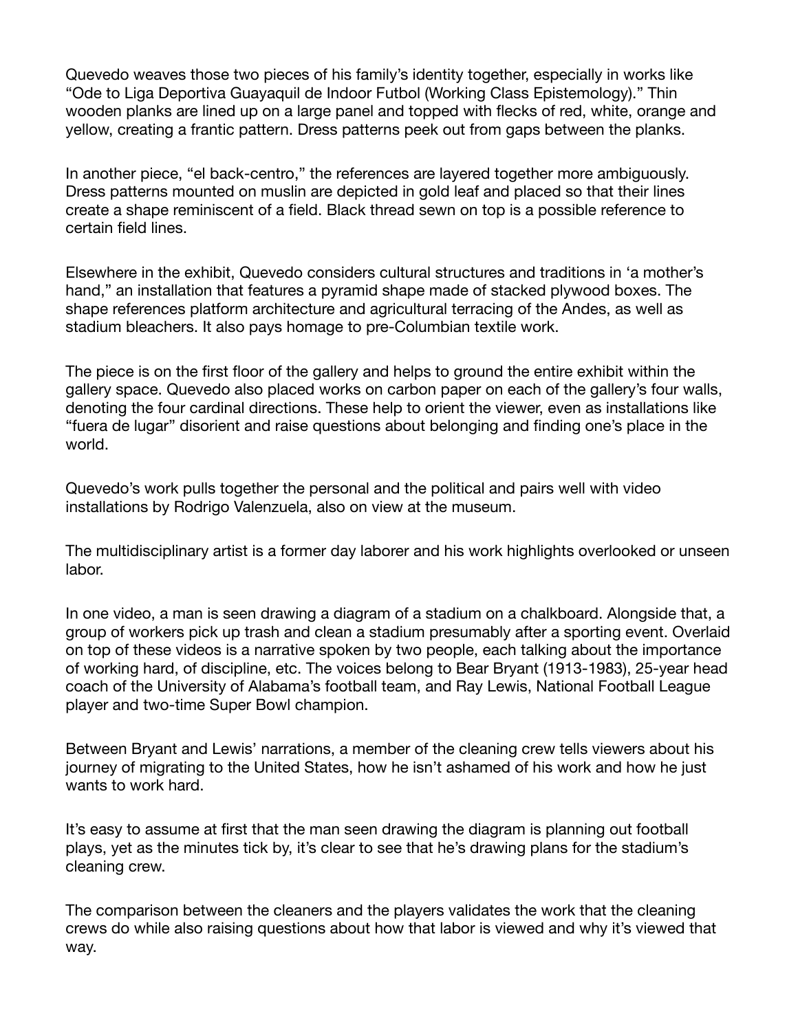Quevedo weaves those two pieces of his family's identity together, especially in works like "Ode to Liga Deportiva Guayaquil de Indoor Futbol (Working Class Epistemology)." Thin wooden planks are lined up on a large panel and topped with flecks of red, white, orange and yellow, creating a frantic pattern. Dress patterns peek out from gaps between the planks.

In another piece, "el back-centro," the references are layered together more ambiguously. Dress patterns mounted on muslin are depicted in gold leaf and placed so that their lines create a shape reminiscent of a field. Black thread sewn on top is a possible reference to certain field lines.

Elsewhere in the exhibit, Quevedo considers cultural structures and traditions in 'a mother's hand," an installation that features a pyramid shape made of stacked plywood boxes. The shape references platform architecture and agricultural terracing of the Andes, as well as stadium bleachers. It also pays homage to pre-Columbian textile work.

The piece is on the first floor of the gallery and helps to ground the entire exhibit within the gallery space. Quevedo also placed works on carbon paper on each of the gallery's four walls, denoting the four cardinal directions. These help to orient the viewer, even as installations like "fuera de lugar" disorient and raise questions about belonging and finding one's place in the world.

Quevedo's work pulls together the personal and the political and pairs well with video installations by Rodrigo Valenzuela, also on view at the museum.

The multidisciplinary artist is a former day laborer and his work highlights overlooked or unseen labor.

In one video, a man is seen drawing a diagram of a stadium on a chalkboard. Alongside that, a group of workers pick up trash and clean a stadium presumably after a sporting event. Overlaid on top of these videos is a narrative spoken by two people, each talking about the importance of working hard, of discipline, etc. The voices belong to Bear Bryant (1913-1983), 25-year head coach of the University of Alabama's football team, and Ray Lewis, National Football League player and two-time Super Bowl champion.

Between Bryant and Lewis' narrations, a member of the cleaning crew tells viewers about his journey of migrating to the United States, how he isn't ashamed of his work and how he just wants to work hard.

It's easy to assume at first that the man seen drawing the diagram is planning out football plays, yet as the minutes tick by, it's clear to see that he's drawing plans for the stadium's cleaning crew.

The comparison between the cleaners and the players validates the work that the cleaning crews do while also raising questions about how that labor is viewed and why it's viewed that way.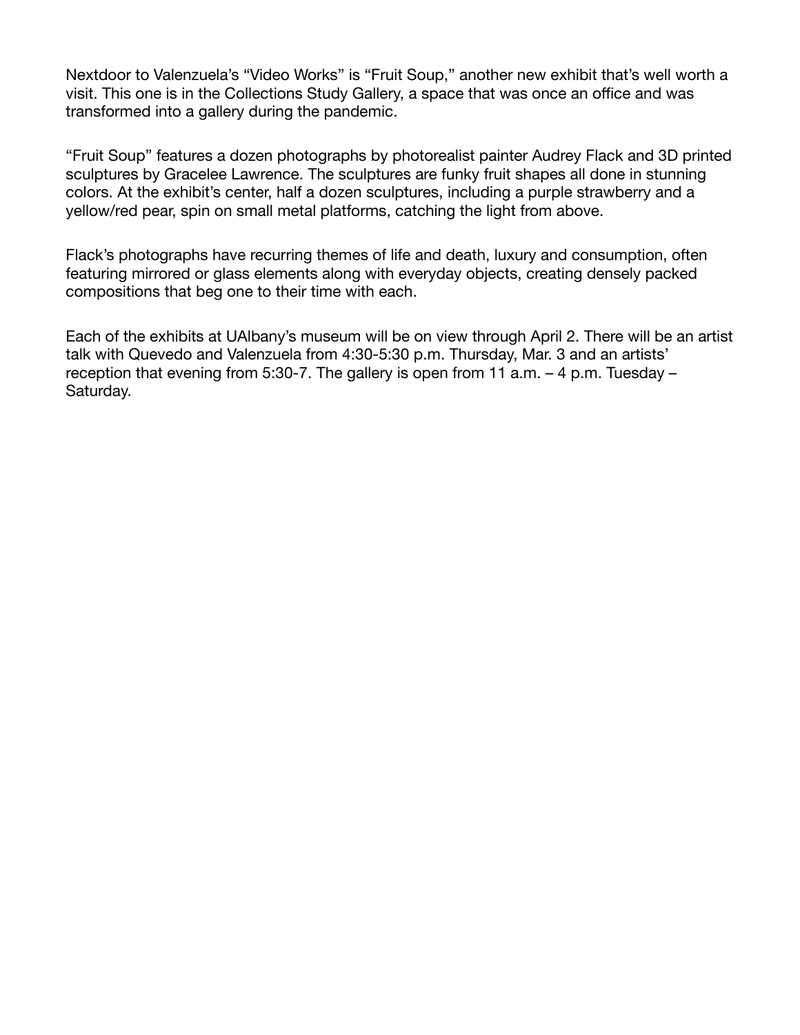Nextdoor to Valenzuela's "Video Works" is "Fruit Soup," another new exhibit that's well worth a visit. This one is in the Collections Study Gallery, a space that was once an office and was transformed into a gallery during the pandemic.

"Fruit Soup" features a dozen photographs by photorealist painter Audrey Flack and 3D printed sculptures by Gracelee Lawrence. The sculptures are funky fruit shapes all done in stunning colors. At the exhibit's center, half a dozen sculptures, including a purple strawberry and a yellow/red pear, spin on small metal platforms, catching the light from above.

Flack's photographs have recurring themes of life and death, luxury and consumption, often featuring mirrored or glass elements along with everyday objects, creating densely packed compositions that beg one to their time with each.

Each of the exhibits at UAlbany's museum will be on view through April 2. There will be an artist talk with Quevedo and Valenzuela from 4:30-5:30 p.m. Thursday, Mar. 3 and an artists' reception that evening from 5:30-7. The gallery is open from 11 a.m. – 4 p.m. Tuesday – Saturday.